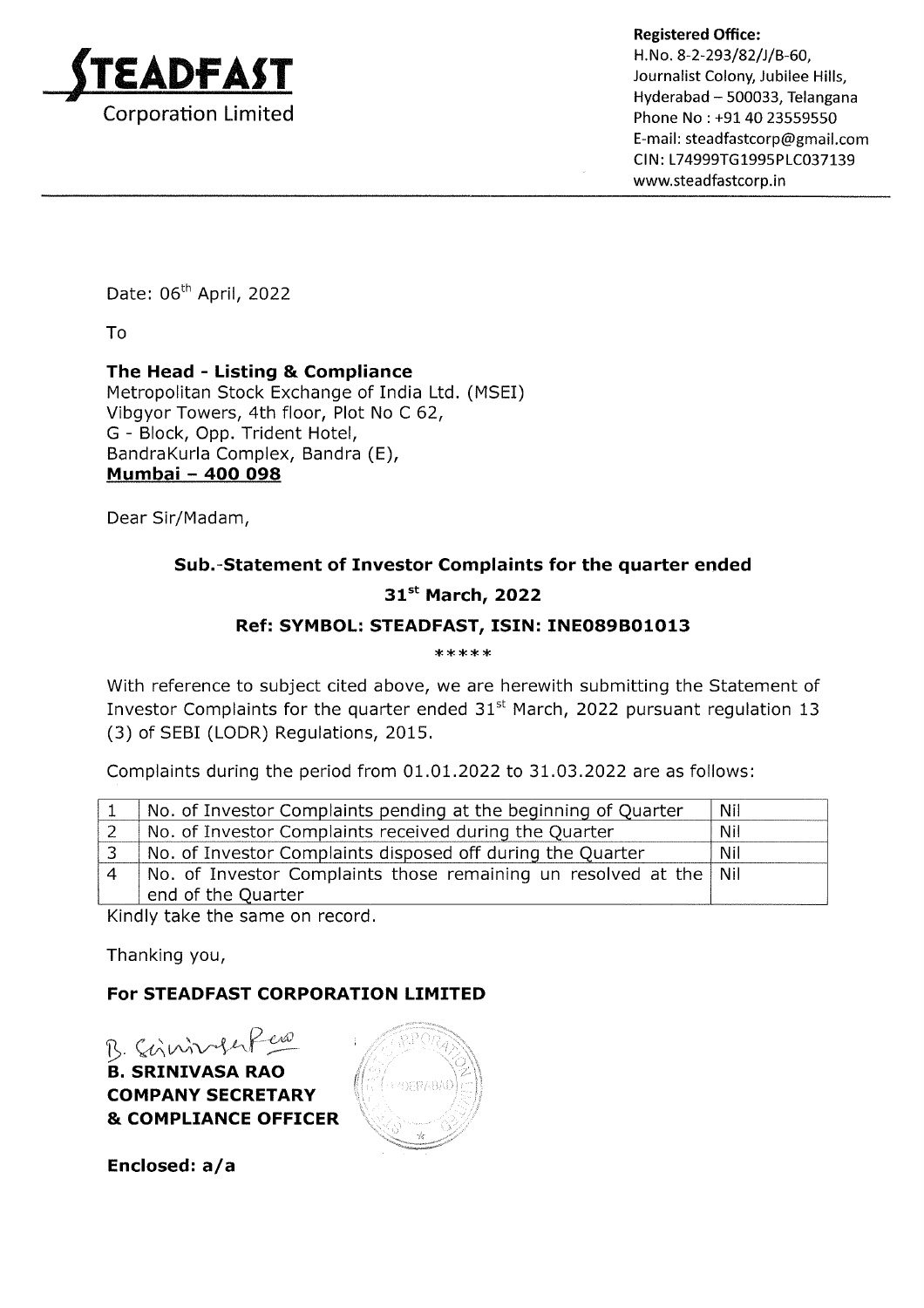**STEADFAST**
Corporation Limited

**Registered Office:**
H.No. 8-2-293/82/J/B-60,
Journalist Colony, Jubilee Hills,
Hyderabad – 500033, Telangana
Phone No : +91 40 23559550
E-mail: steadfastcorp@gmail.com
CIN: L74999TG1995PLC037139
www.steadfastcorp.in

Date: 06th April, 2022

To

**The Head - Listing & Compliance**
Metropolitan Stock Exchange of India Ltd. (MSEI)
Vibgyor Towers, 4th floor, Plot No C 62,
G - Block, Opp. Trident Hotel,
BandraKurla Complex, Bandra (E),
**Mumbai – 400 098**

Dear Sir/Madam,

**Sub.-Statement of Investor Complaints for the quarter ended 31st March, 2022**

**Ref: SYMBOL: STEADFAST, ISIN: INE089B01013**

*****

With reference to subject cited above, we are herewith submitting the Statement of Investor Complaints for the quarter ended 31st March, 2022 pursuant regulation 13 (3) of SEBI (LODR) Regulations, 2015.

Complaints during the period from 01.01.2022 to 31.03.2022 are as follows:

| | | |
|---|---|---|
| 1 | No. of Investor Complaints pending at the beginning of Quarter | Nil |
| 2 | No. of Investor Complaints received during the Quarter | Nil |
| 3 | No. of Investor Complaints disposed off during the Quarter | Nil |
| 4 | No. of Investor Complaints those remaining un resolved at the end of the Quarter | Nil |

Kindly take the same on record.

Thanking you,

**For STEADFAST CORPORATION LIMITED**

B. Srinivasa Rao

**B. SRINIVASA RAO**
**COMPANY SECRETARY**
**& COMPLIANCE OFFICER**

**Enclosed: a/a**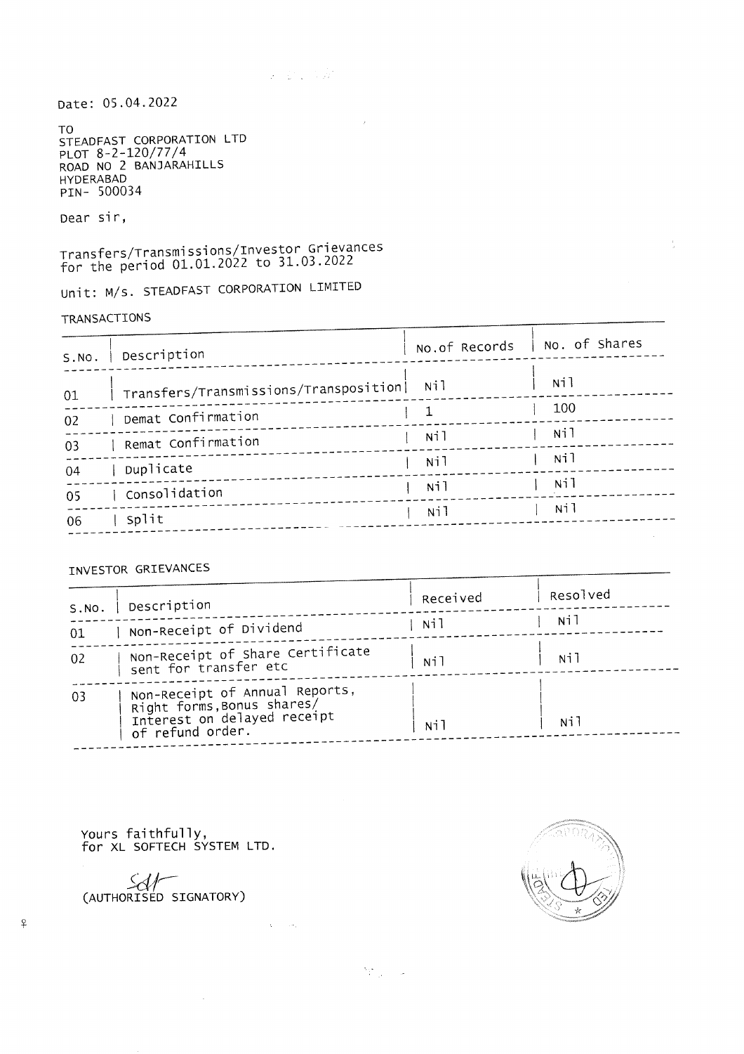Date: 05.04.2022

TO
STEADFAST CORPORATION LTD
PLOT 8-2-120/77/4
ROAD NO 2 BANJARAHILLS
HYDERABAD
PIN- 500034

Dear sir,

Transfers/Transmissions/Investor Grievances
for the period 01.01.2022 to 31.03.2022

Unit: M/S. STEADFAST CORPORATION LIMITED

TRANSACTIONS

| S.No. | Description | No.of Records | No. of Shares |
|---|---|---|---|
| 01 | Transfers/Transmissions/Transposition | Nil | Nil |
| 02 | Demat Confirmation | 1 | 100 |
| 03 | Remat Confirmation | Nil | Nil |
| 04 | Duplicate | Nil | Nil |
| 05 | Consolidation | Nil | Nil |
| 06 | Split | Nil | Nil |

INVESTOR GRIEVANCES

| S.No. | Description | Received | Resolved |
|---|---|---|---|
| 01 | Non-Receipt of Dividend | Nil | Nil |
| 02 | Non-Receipt of Share Certificate sent for transfer etc | Nil | Nil |
| 03 | Non-Receipt of Annual Reports, Right forms, Bonus shares/ Interest on delayed receipt of refund order. | Nil | Nil |

Yours faithfully,
for XL SOFTECH SYSTEM LTD.

(AUTHORISED SIGNATORY)